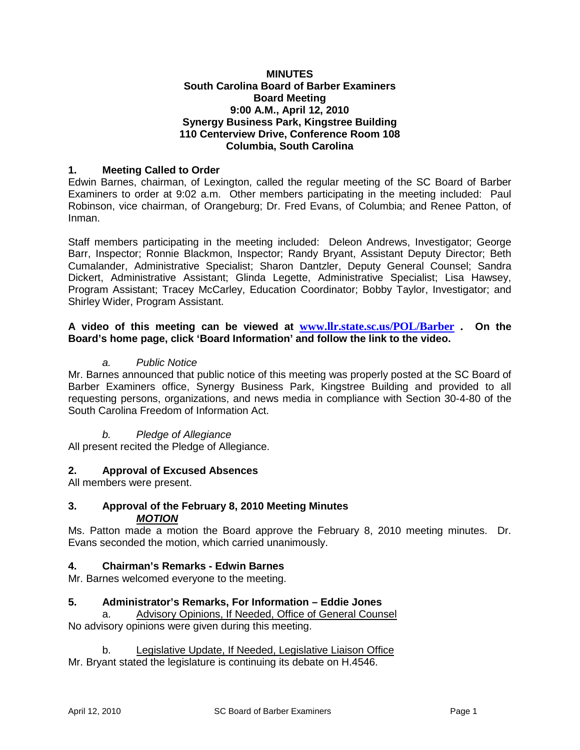# MINUTES
## South Carolina Board of Barber Examiners
## Board Meeting
## 9:00 A.M., April 12, 2010
## Synergy Business Park, Kingstree Building
## 110 Centerview Drive, Conference Room 108
## Columbia, South Carolina

### 1. Meeting Called to Order

Edwin Barnes, chairman, of Lexington, called the regular meeting of the SC Board of Barber Examiners to order at 9:02 a.m. Other members participating in the meeting included: Paul Robinson, vice chairman, of Orangeburg; Dr. Fred Evans, of Columbia; and Renee Patton, of Inman.

Staff members participating in the meeting included: Deleon Andrews, Investigator; George Barr, Inspector; Ronnie Blackmon, Inspector; Randy Bryant, Assistant Deputy Director; Beth Cumalander, Administrative Specialist; Sharon Dantzler, Deputy General Counsel; Sandra Dickert, Administrative Assistant; Glinda Legette, Administrative Specialist; Lisa Hawsey, Program Assistant; Tracey McCarley, Education Coordinator; Bobby Taylor, Investigator; and Shirley Wider, Program Assistant.

**A video of this meeting can be viewed at [www.llr.state.sc.us/POL/Barber](www.llr.state.sc.us/POL/Barber) . On the Board's home page, click 'Board Information' and follow the link to the video.**

*a. Public Notice*

Mr. Barnes announced that public notice of this meeting was properly posted at the SC Board of Barber Examiners office, Synergy Business Park, Kingstree Building and provided to all requesting persons, organizations, and news media in compliance with Section 30-4-80 of the South Carolina Freedom of Information Act.

*b. Pledge of Allegiance*

All present recited the Pledge of Allegiance.

### 2. Approval of Excused Absences

All members were present.

### 3. Approval of the February 8, 2010 Meeting Minutes

***MOTION***

Ms. Patton made a motion the Board approve the February 8, 2010 meeting minutes. Dr. Evans seconded the motion, which carried unanimously.

### 4. Chairman's Remarks - Edwin Barnes

Mr. Barnes welcomed everyone to the meeting.

### 5. Administrator's Remarks, For Information – Eddie Jones

a. Advisory Opinions, If Needed, Office of General Counsel

No advisory opinions were given during this meeting.

b. Legislative Update, If Needed, Legislative Liaison Office

Mr. Bryant stated the legislature is continuing its debate on H.4546.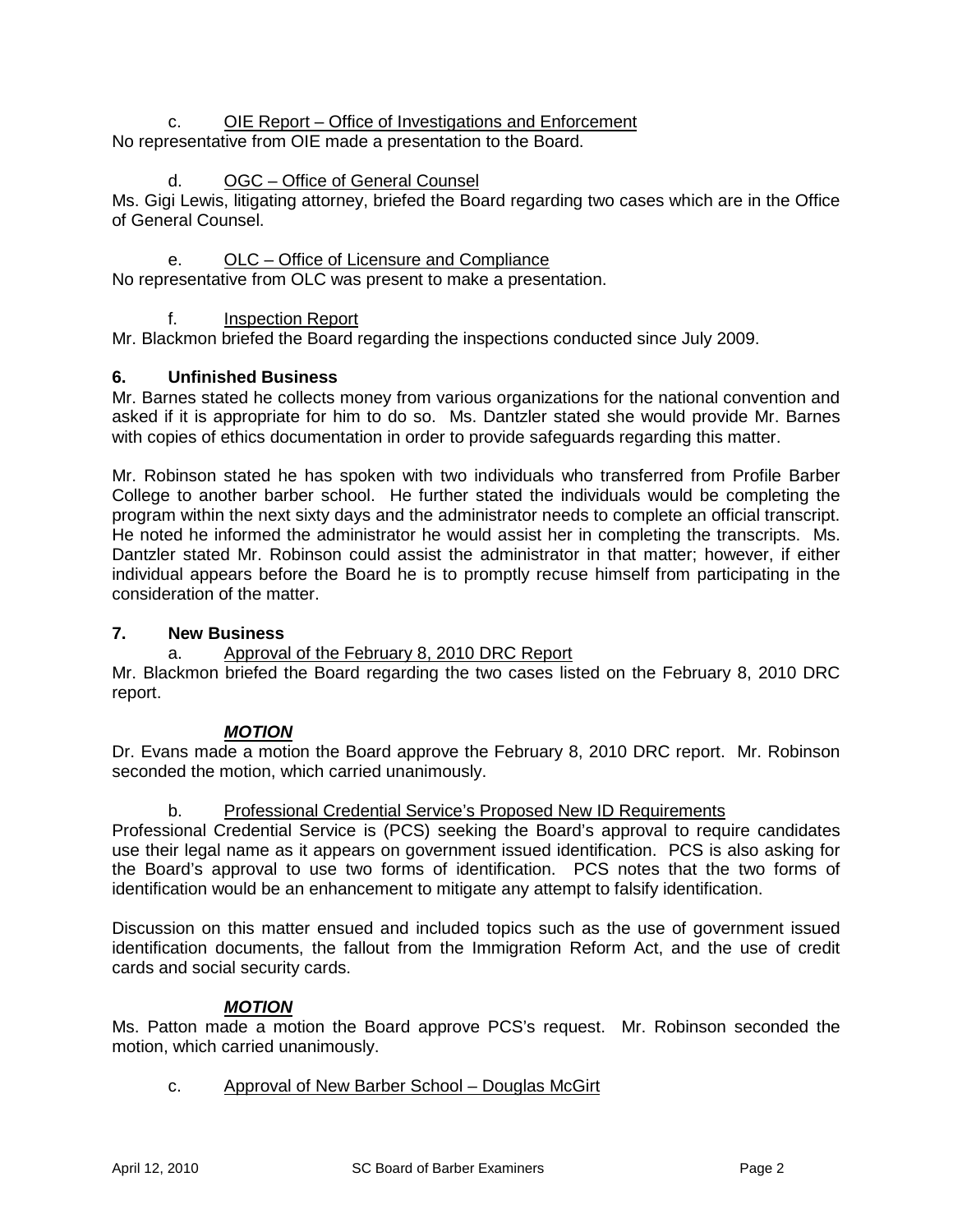c. <u>OIE Report – Office of Investigations and Enforcement</u>

No representative from OIE made a presentation to the Board.

d. <u>OGC – Office of General Counsel</u>

Ms. Gigi Lewis, litigating attorney, briefed the Board regarding two cases which are in the Office of General Counsel.

e. <u>OLC – Office of Licensure and Compliance</u>

No representative from OLC was present to make a presentation.

f. <u>Inspection Report</u>

Mr. Blackmon briefed the Board regarding the inspections conducted since July 2009.

## 6. Unfinished Business

Mr. Barnes stated he collects money from various organizations for the national convention and asked if it is appropriate for him to do so. Ms. Dantzler stated she would provide Mr. Barnes with copies of ethics documentation in order to provide safeguards regarding this matter.

Mr. Robinson stated he has spoken with two individuals who transferred from Profile Barber College to another barber school. He further stated the individuals would be completing the program within the next sixty days and the administrator needs to complete an official transcript. He noted he informed the administrator he would assist her in completing the transcripts. Ms. Dantzler stated Mr. Robinson could assist the administrator in that matter; however, if either individual appears before the Board he is to promptly recuse himself from participating in the consideration of the matter.

## 7. New Business

a. <u>Approval of the February 8, 2010 DRC Report</u>

Mr. Blackmon briefed the Board regarding the two cases listed on the February 8, 2010 DRC report.

***MOTION***

Dr. Evans made a motion the Board approve the February 8, 2010 DRC report. Mr. Robinson seconded the motion, which carried unanimously.

b. <u>Professional Credential Service's Proposed New ID Requirements</u>

Professional Credential Service is (PCS) seeking the Board's approval to require candidates use their legal name as it appears on government issued identification. PCS is also asking for the Board's approval to use two forms of identification. PCS notes that the two forms of identification would be an enhancement to mitigate any attempt to falsify identification.

Discussion on this matter ensued and included topics such as the use of government issued identification documents, the fallout from the Immigration Reform Act, and the use of credit cards and social security cards.

***MOTION***

Ms. Patton made a motion the Board approve PCS's request. Mr. Robinson seconded the motion, which carried unanimously.

c. <u>Approval of New Barber School – Douglas McGirt</u>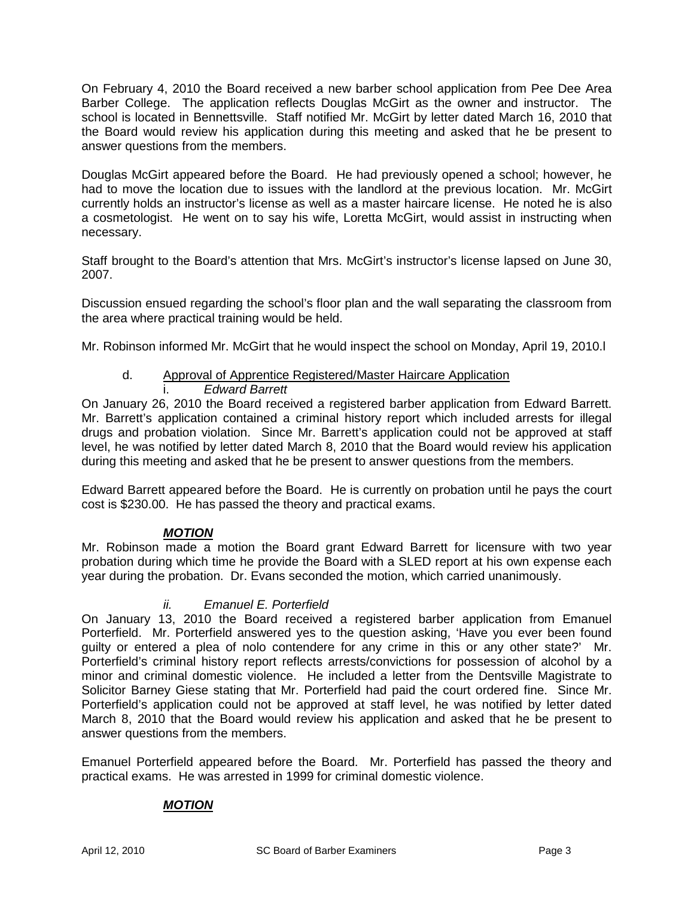On February 4, 2010 the Board received a new barber school application from Pee Dee Area Barber College. The application reflects Douglas McGirt as the owner and instructor. The school is located in Bennettsville. Staff notified Mr. McGirt by letter dated March 16, 2010 that the Board would review his application during this meeting and asked that he be present to answer questions from the members.

Douglas McGirt appeared before the Board. He had previously opened a school; however, he had to move the location due to issues with the landlord at the previous location. Mr. McGirt currently holds an instructor's license as well as a master haircare license. He noted he is also a cosmetologist. He went on to say his wife, Loretta McGirt, would assist in instructing when necessary.

Staff brought to the Board's attention that Mrs. McGirt's instructor's license lapsed on June 30, 2007.

Discussion ensued regarding the school's floor plan and the wall separating the classroom from the area where practical training would be held.

Mr. Robinson informed Mr. McGirt that he would inspect the school on Monday, April 19, 2010.l

d. Approval of Apprentice Registered/Master Haircare Application

i. *Edward Barrett*

On January 26, 2010 the Board received a registered barber application from Edward Barrett. Mr. Barrett's application contained a criminal history report which included arrests for illegal drugs and probation violation. Since Mr. Barrett's application could not be approved at staff level, he was notified by letter dated March 8, 2010 that the Board would review his application during this meeting and asked that he be present to answer questions from the members.

Edward Barrett appeared before the Board. He is currently on probation until he pays the court cost is $230.00. He has passed the theory and practical exams.

***MOTION***

Mr. Robinson made a motion the Board grant Edward Barrett for licensure with two year probation during which time he provide the Board with a SLED report at his own expense each year during the probation. Dr. Evans seconded the motion, which carried unanimously.

ii. *Emanuel E. Porterfield*

On January 13, 2010 the Board received a registered barber application from Emanuel Porterfield. Mr. Porterfield answered yes to the question asking, 'Have you ever been found guilty or entered a plea of nolo contendere for any crime in this or any other state?' Mr. Porterfield's criminal history report reflects arrests/convictions for possession of alcohol by a minor and criminal domestic violence. He included a letter from the Dentsville Magistrate to Solicitor Barney Giese stating that Mr. Porterfield had paid the court ordered fine. Since Mr. Porterfield's application could not be approved at staff level, he was notified by letter dated March 8, 2010 that the Board would review his application and asked that he be present to answer questions from the members.

Emanuel Porterfield appeared before the Board. Mr. Porterfield has passed the theory and practical exams. He was arrested in 1999 for criminal domestic violence.

***MOTION***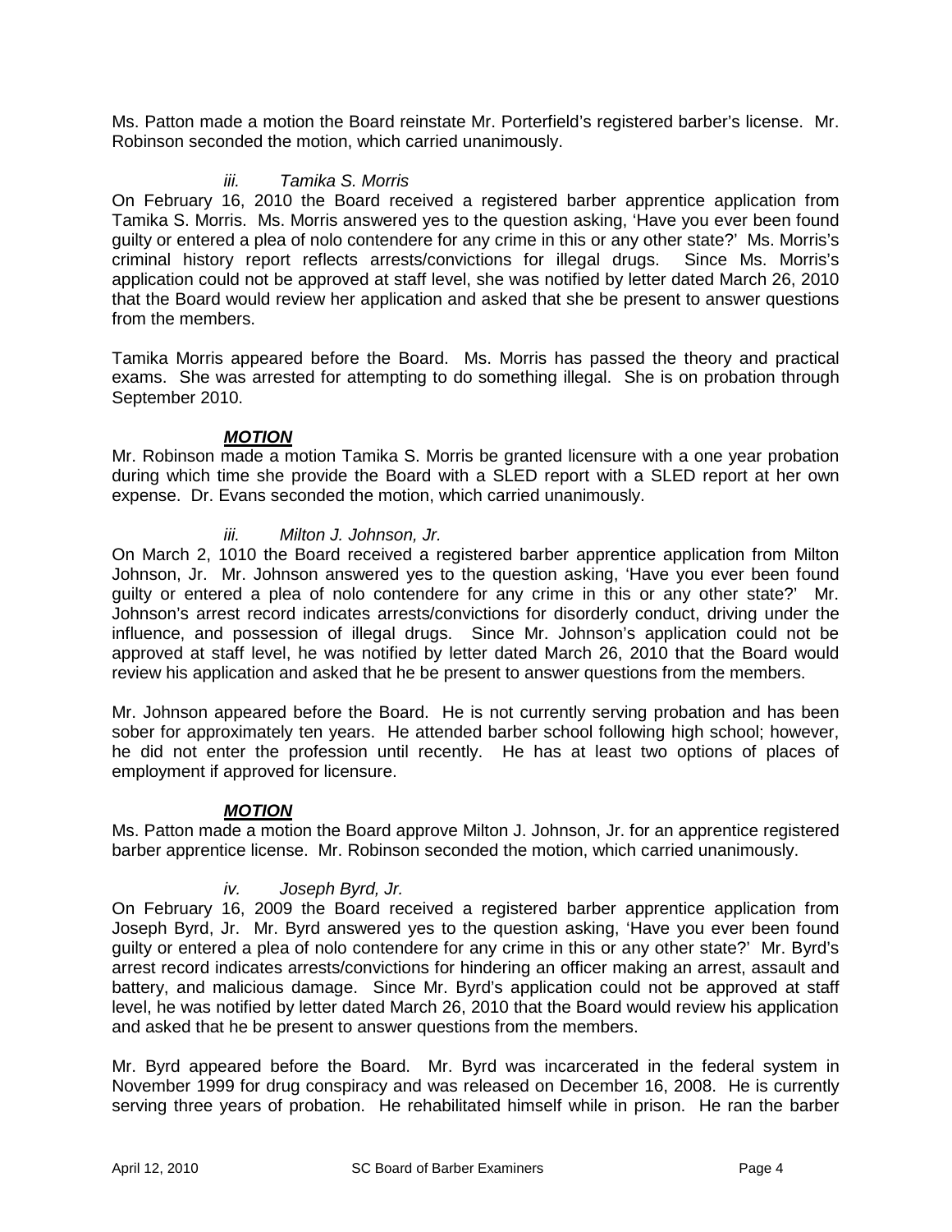Ms. Patton made a motion the Board reinstate Mr. Porterfield's registered barber's license. Mr. Robinson seconded the motion, which carried unanimously.

*iii. Tamika S. Morris*

On February 16, 2010 the Board received a registered barber apprentice application from Tamika S. Morris. Ms. Morris answered yes to the question asking, 'Have you ever been found guilty or entered a plea of nolo contendere for any crime in this or any other state?' Ms. Morris's criminal history report reflects arrests/convictions for illegal drugs. Since Ms. Morris's application could not be approved at staff level, she was notified by letter dated March 26, 2010 that the Board would review her application and asked that she be present to answer questions from the members.

Tamika Morris appeared before the Board. Ms. Morris has passed the theory and practical exams. She was arrested for attempting to do something illegal. She is on probation through September 2010.

***MOTION***

Mr. Robinson made a motion Tamika S. Morris be granted licensure with a one year probation during which time she provide the Board with a SLED report with a SLED report at her own expense. Dr. Evans seconded the motion, which carried unanimously.

*iii. Milton J. Johnson, Jr.*

On March 2, 1010 the Board received a registered barber apprentice application from Milton Johnson, Jr. Mr. Johnson answered yes to the question asking, 'Have you ever been found guilty or entered a plea of nolo contendere for any crime in this or any other state?' Mr. Johnson's arrest record indicates arrests/convictions for disorderly conduct, driving under the influence, and possession of illegal drugs. Since Mr. Johnson's application could not be approved at staff level, he was notified by letter dated March 26, 2010 that the Board would review his application and asked that he be present to answer questions from the members.

Mr. Johnson appeared before the Board. He is not currently serving probation and has been sober for approximately ten years. He attended barber school following high school; however, he did not enter the profession until recently. He has at least two options of places of employment if approved for licensure.

***MOTION***

Ms. Patton made a motion the Board approve Milton J. Johnson, Jr. for an apprentice registered barber apprentice license. Mr. Robinson seconded the motion, which carried unanimously.

*iv. Joseph Byrd, Jr.*

On February 16, 2009 the Board received a registered barber apprentice application from Joseph Byrd, Jr. Mr. Byrd answered yes to the question asking, 'Have you ever been found guilty or entered a plea of nolo contendere for any crime in this or any other state?' Mr. Byrd's arrest record indicates arrests/convictions for hindering an officer making an arrest, assault and battery, and malicious damage. Since Mr. Byrd's application could not be approved at staff level, he was notified by letter dated March 26, 2010 that the Board would review his application and asked that he be present to answer questions from the members.

Mr. Byrd appeared before the Board. Mr. Byrd was incarcerated in the federal system in November 1999 for drug conspiracy and was released on December 16, 2008. He is currently serving three years of probation. He rehabilitated himself while in prison. He ran the barber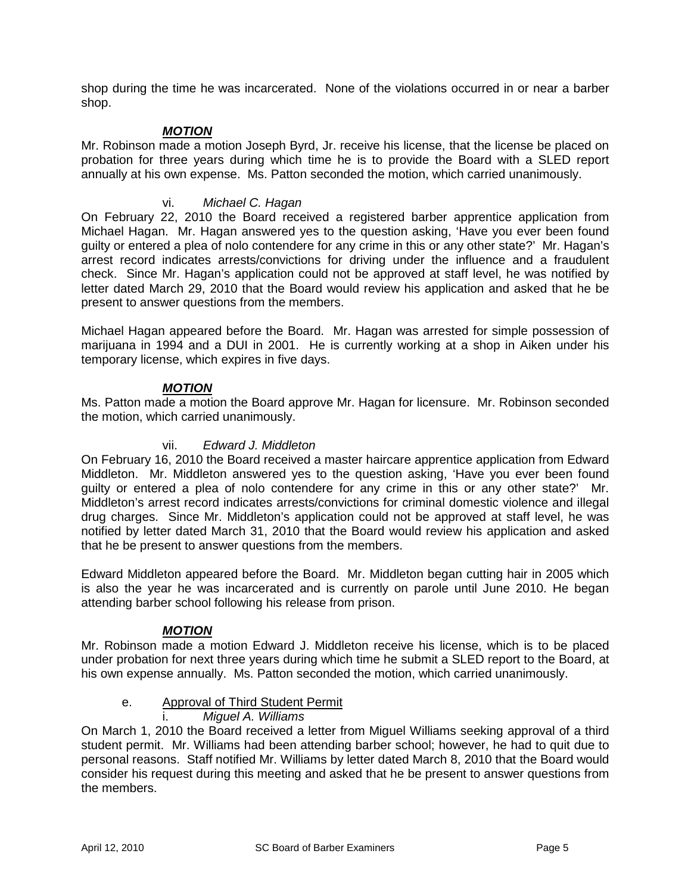shop during the time he was incarcerated. None of the violations occurred in or near a barber shop.

***MOTION***

Mr. Robinson made a motion Joseph Byrd, Jr. receive his license, that the license be placed on probation for three years during which time he is to provide the Board with a SLED report annually at his own expense. Ms. Patton seconded the motion, which carried unanimously.

vi. *Michael C. Hagan*

On February 22, 2010 the Board received a registered barber apprentice application from Michael Hagan. Mr. Hagan answered yes to the question asking, 'Have you ever been found guilty or entered a plea of nolo contendere for any crime in this or any other state?' Mr. Hagan's arrest record indicates arrests/convictions for driving under the influence and a fraudulent check. Since Mr. Hagan's application could not be approved at staff level, he was notified by letter dated March 29, 2010 that the Board would review his application and asked that he be present to answer questions from the members.

Michael Hagan appeared before the Board. Mr. Hagan was arrested for simple possession of marijuana in 1994 and a DUI in 2001. He is currently working at a shop in Aiken under his temporary license, which expires in five days.

***MOTION***

Ms. Patton made a motion the Board approve Mr. Hagan for licensure. Mr. Robinson seconded the motion, which carried unanimously.

vii. *Edward J. Middleton*

On February 16, 2010 the Board received a master haircare apprentice application from Edward Middleton. Mr. Middleton answered yes to the question asking, 'Have you ever been found guilty or entered a plea of nolo contendere for any crime in this or any other state?' Mr. Middleton's arrest record indicates arrests/convictions for criminal domestic violence and illegal drug charges. Since Mr. Middleton's application could not be approved at staff level, he was notified by letter dated March 31, 2010 that the Board would review his application and asked that he be present to answer questions from the members.

Edward Middleton appeared before the Board. Mr. Middleton began cutting hair in 2005 which is also the year he was incarcerated and is currently on parole until June 2010. He began attending barber school following his release from prison.

***MOTION***

Mr. Robinson made a motion Edward J. Middleton receive his license, which is to be placed under probation for next three years during which time he submit a SLED report to the Board, at his own expense annually. Ms. Patton seconded the motion, which carried unanimously.

e. Approval of Third Student Permit

i. *Miguel A. Williams*

On March 1, 2010 the Board received a letter from Miguel Williams seeking approval of a third student permit. Mr. Williams had been attending barber school; however, he had to quit due to personal reasons. Staff notified Mr. Williams by letter dated March 8, 2010 that the Board would consider his request during this meeting and asked that he be present to answer questions from the members.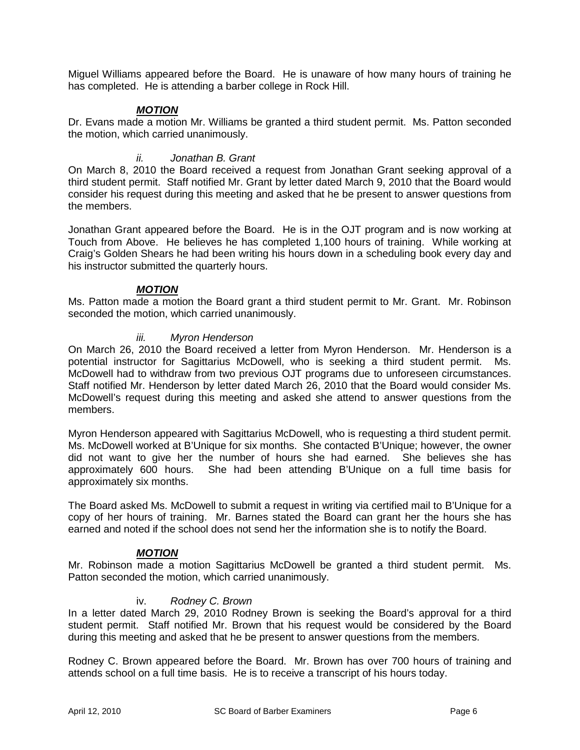Miguel Williams appeared before the Board. He is unaware of how many hours of training he has completed. He is attending a barber college in Rock Hill.

***MOTION***

Dr. Evans made a motion Mr. Williams be granted a third student permit. Ms. Patton seconded the motion, which carried unanimously.

*ii. Jonathan B. Grant*

On March 8, 2010 the Board received a request from Jonathan Grant seeking approval of a third student permit. Staff notified Mr. Grant by letter dated March 9, 2010 that the Board would consider his request during this meeting and asked that he be present to answer questions from the members.

Jonathan Grant appeared before the Board. He is in the OJT program and is now working at Touch from Above. He believes he has completed 1,100 hours of training. While working at Craig's Golden Shears he had been writing his hours down in a scheduling book every day and his instructor submitted the quarterly hours.

***MOTION***

Ms. Patton made a motion the Board grant a third student permit to Mr. Grant. Mr. Robinson seconded the motion, which carried unanimously.

*iii. Myron Henderson*

On March 26, 2010 the Board received a letter from Myron Henderson. Mr. Henderson is a potential instructor for Sagittarius McDowell, who is seeking a third student permit. Ms. McDowell had to withdraw from two previous OJT programs due to unforeseen circumstances. Staff notified Mr. Henderson by letter dated March 26, 2010 that the Board would consider Ms. McDowell's request during this meeting and asked she attend to answer questions from the members.

Myron Henderson appeared with Sagittarius McDowell, who is requesting a third student permit. Ms. McDowell worked at B'Unique for six months. She contacted B'Unique; however, the owner did not want to give her the number of hours she had earned. She believes she has approximately 600 hours. She had been attending B'Unique on a full time basis for approximately six months.

The Board asked Ms. McDowell to submit a request in writing via certified mail to B'Unique for a copy of her hours of training. Mr. Barnes stated the Board can grant her the hours she has earned and noted if the school does not send her the information she is to notify the Board.

***MOTION***

Mr. Robinson made a motion Sagittarius McDowell be granted a third student permit. Ms. Patton seconded the motion, which carried unanimously.

iv. *Rodney C. Brown*

In a letter dated March 29, 2010 Rodney Brown is seeking the Board's approval for a third student permit. Staff notified Mr. Brown that his request would be considered by the Board during this meeting and asked that he be present to answer questions from the members.

Rodney C. Brown appeared before the Board. Mr. Brown has over 700 hours of training and attends school on a full time basis. He is to receive a transcript of his hours today.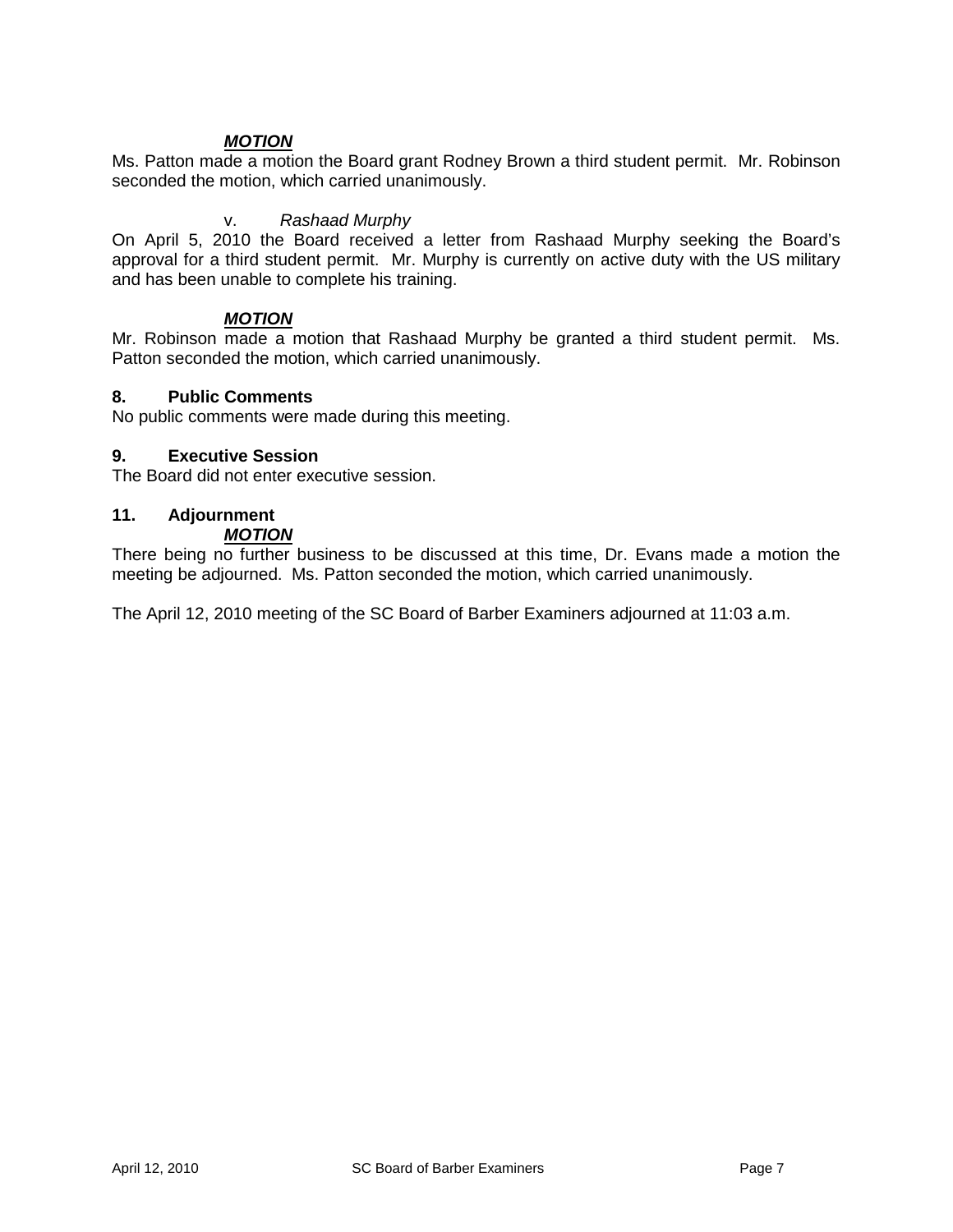***MOTION***

Ms. Patton made a motion the Board grant Rodney Brown a third student permit. Mr. Robinson seconded the motion, which carried unanimously.

v. *Rashaad Murphy*

On April 5, 2010 the Board received a letter from Rashaad Murphy seeking the Board's approval for a third student permit. Mr. Murphy is currently on active duty with the US military and has been unable to complete his training.

***MOTION***

Mr. Robinson made a motion that Rashaad Murphy be granted a third student permit. Ms. Patton seconded the motion, which carried unanimously.

**8. Public Comments**

No public comments were made during this meeting.

**9. Executive Session**

The Board did not enter executive session.

**11. Adjournment**

***MOTION***

There being no further business to be discussed at this time, Dr. Evans made a motion the meeting be adjourned. Ms. Patton seconded the motion, which carried unanimously.

The April 12, 2010 meeting of the SC Board of Barber Examiners adjourned at 11:03 a.m.